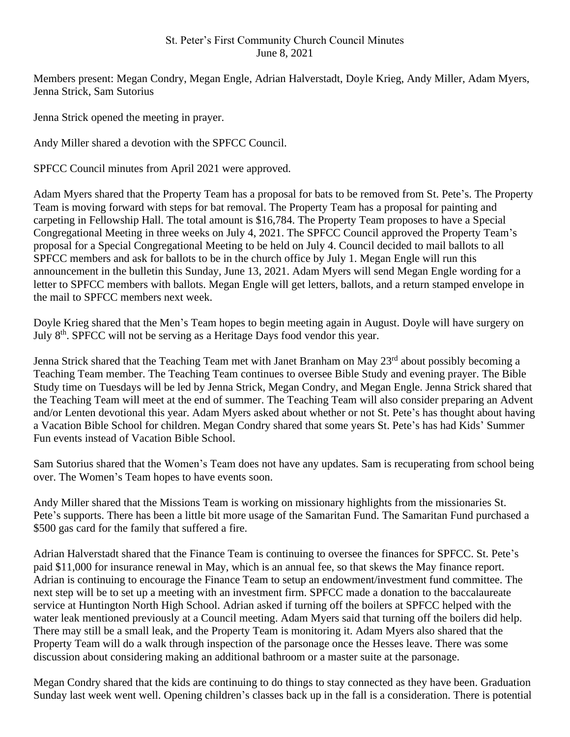St. Peter's First Community Church Council Minutes
June 8, 2021

Members present: Megan Condry, Megan Engle, Adrian Halverstadt, Doyle Krieg, Andy Miller, Adam Myers, Jenna Strick, Sam Sutorius

Jenna Strick opened the meeting in prayer.

Andy Miller shared a devotion with the SPFCC Council.

SPFCC Council minutes from April 2021 were approved.

Adam Myers shared that the Property Team has a proposal for bats to be removed from St. Pete's. The Property Team is moving forward with steps for bat removal. The Property Team has a proposal for painting and carpeting in Fellowship Hall. The total amount is $16,784. The Property Team proposes to have a Special Congregational Meeting in three weeks on July 4, 2021. The SPFCC Council approved the Property Team's proposal for a Special Congregational Meeting to be held on July 4. Council decided to mail ballots to all SPFCC members and ask for ballots to be in the church office by July 1. Megan Engle will run this announcement in the bulletin this Sunday, June 13, 2021. Adam Myers will send Megan Engle wording for a letter to SPFCC members with ballots. Megan Engle will get letters, ballots, and a return stamped envelope in the mail to SPFCC members next week.

Doyle Krieg shared that the Men's Team hopes to begin meeting again in August. Doyle will have surgery on July 8th. SPFCC will not be serving as a Heritage Days food vendor this year.

Jenna Strick shared that the Teaching Team met with Janet Branham on May 23rd about possibly becoming a Teaching Team member. The Teaching Team continues to oversee Bible Study and evening prayer. The Bible Study time on Tuesdays will be led by Jenna Strick, Megan Condry, and Megan Engle. Jenna Strick shared that the Teaching Team will meet at the end of summer. The Teaching Team will also consider preparing an Advent and/or Lenten devotional this year. Adam Myers asked about whether or not St. Pete's has thought about having a Vacation Bible School for children. Megan Condry shared that some years St. Pete's has had Kids' Summer Fun events instead of Vacation Bible School.

Sam Sutorius shared that the Women's Team does not have any updates. Sam is recuperating from school being over. The Women's Team hopes to have events soon.

Andy Miller shared that the Missions Team is working on missionary highlights from the missionaries St. Pete's supports. There has been a little bit more usage of the Samaritan Fund. The Samaritan Fund purchased a $500 gas card for the family that suffered a fire.

Adrian Halverstadt shared that the Finance Team is continuing to oversee the finances for SPFCC. St. Pete's paid $11,000 for insurance renewal in May, which is an annual fee, so that skews the May finance report. Adrian is continuing to encourage the Finance Team to setup an endowment/investment fund committee. The next step will be to set up a meeting with an investment firm. SPFCC made a donation to the baccalaureate service at Huntington North High School. Adrian asked if turning off the boilers at SPFCC helped with the water leak mentioned previously at a Council meeting. Adam Myers said that turning off the boilers did help. There may still be a small leak, and the Property Team is monitoring it. Adam Myers also shared that the Property Team will do a walk through inspection of the parsonage once the Hesses leave. There was some discussion about considering making an additional bathroom or a master suite at the parsonage.

Megan Condry shared that the kids are continuing to do things to stay connected as they have been. Graduation Sunday last week went well. Opening children's classes back up in the fall is a consideration. There is potential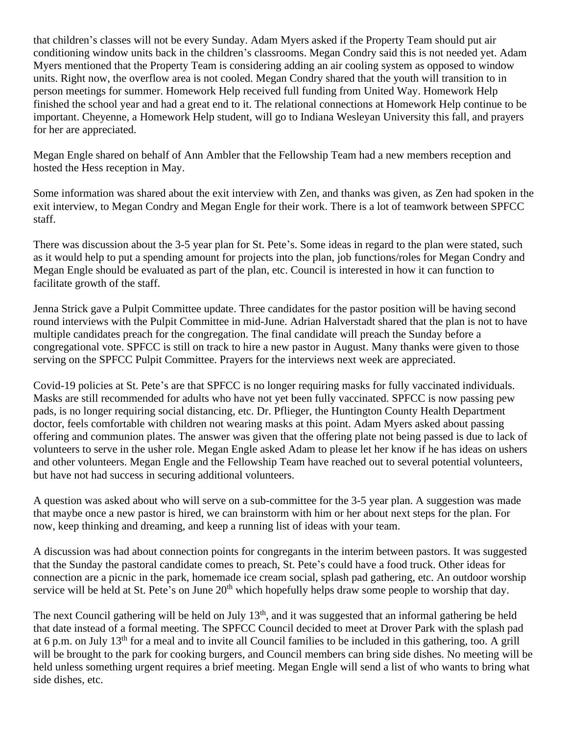that children's classes will not be every Sunday. Adam Myers asked if the Property Team should put air conditioning window units back in the children's classrooms. Megan Condry said this is not needed yet. Adam Myers mentioned that the Property Team is considering adding an air cooling system as opposed to window units. Right now, the overflow area is not cooled. Megan Condry shared that the youth will transition to in person meetings for summer. Homework Help received full funding from United Way. Homework Help finished the school year and had a great end to it. The relational connections at Homework Help continue to be important. Cheyenne, a Homework Help student, will go to Indiana Wesleyan University this fall, and prayers for her are appreciated.

Megan Engle shared on behalf of Ann Ambler that the Fellowship Team had a new members reception and hosted the Hess reception in May.

Some information was shared about the exit interview with Zen, and thanks was given, as Zen had spoken in the exit interview, to Megan Condry and Megan Engle for their work. There is a lot of teamwork between SPFCC staff.

There was discussion about the 3-5 year plan for St. Pete's. Some ideas in regard to the plan were stated, such as it would help to put a spending amount for projects into the plan, job functions/roles for Megan Condry and Megan Engle should be evaluated as part of the plan, etc. Council is interested in how it can function to facilitate growth of the staff.

Jenna Strick gave a Pulpit Committee update. Three candidates for the pastor position will be having second round interviews with the Pulpit Committee in mid-June. Adrian Halverstadt shared that the plan is not to have multiple candidates preach for the congregation. The final candidate will preach the Sunday before a congregational vote. SPFCC is still on track to hire a new pastor in August. Many thanks were given to those serving on the SPFCC Pulpit Committee. Prayers for the interviews next week are appreciated.

Covid-19 policies at St. Pete's are that SPFCC is no longer requiring masks for fully vaccinated individuals. Masks are still recommended for adults who have not yet been fully vaccinated. SPFCC is now passing pew pads, is no longer requiring social distancing, etc. Dr. Pflieger, the Huntington County Health Department doctor, feels comfortable with children not wearing masks at this point. Adam Myers asked about passing offering and communion plates. The answer was given that the offering plate not being passed is due to lack of volunteers to serve in the usher role. Megan Engle asked Adam to please let her know if he has ideas on ushers and other volunteers. Megan Engle and the Fellowship Team have reached out to several potential volunteers, but have not had success in securing additional volunteers.

A question was asked about who will serve on a sub-committee for the 3-5 year plan. A suggestion was made that maybe once a new pastor is hired, we can brainstorm with him or her about next steps for the plan. For now, keep thinking and dreaming, and keep a running list of ideas with your team.

A discussion was had about connection points for congregants in the interim between pastors. It was suggested that the Sunday the pastoral candidate comes to preach, St. Pete's could have a food truck. Other ideas for connection are a picnic in the park, homemade ice cream social, splash pad gathering, etc. An outdoor worship service will be held at St. Pete's on June 20th which hopefully helps draw some people to worship that day.

The next Council gathering will be held on July 13th, and it was suggested that an informal gathering be held that date instead of a formal meeting. The SPFCC Council decided to meet at Drover Park with the splash pad at 6 p.m. on July 13th for a meal and to invite all Council families to be included in this gathering, too. A grill will be brought to the park for cooking burgers, and Council members can bring side dishes. No meeting will be held unless something urgent requires a brief meeting. Megan Engle will send a list of who wants to bring what side dishes, etc.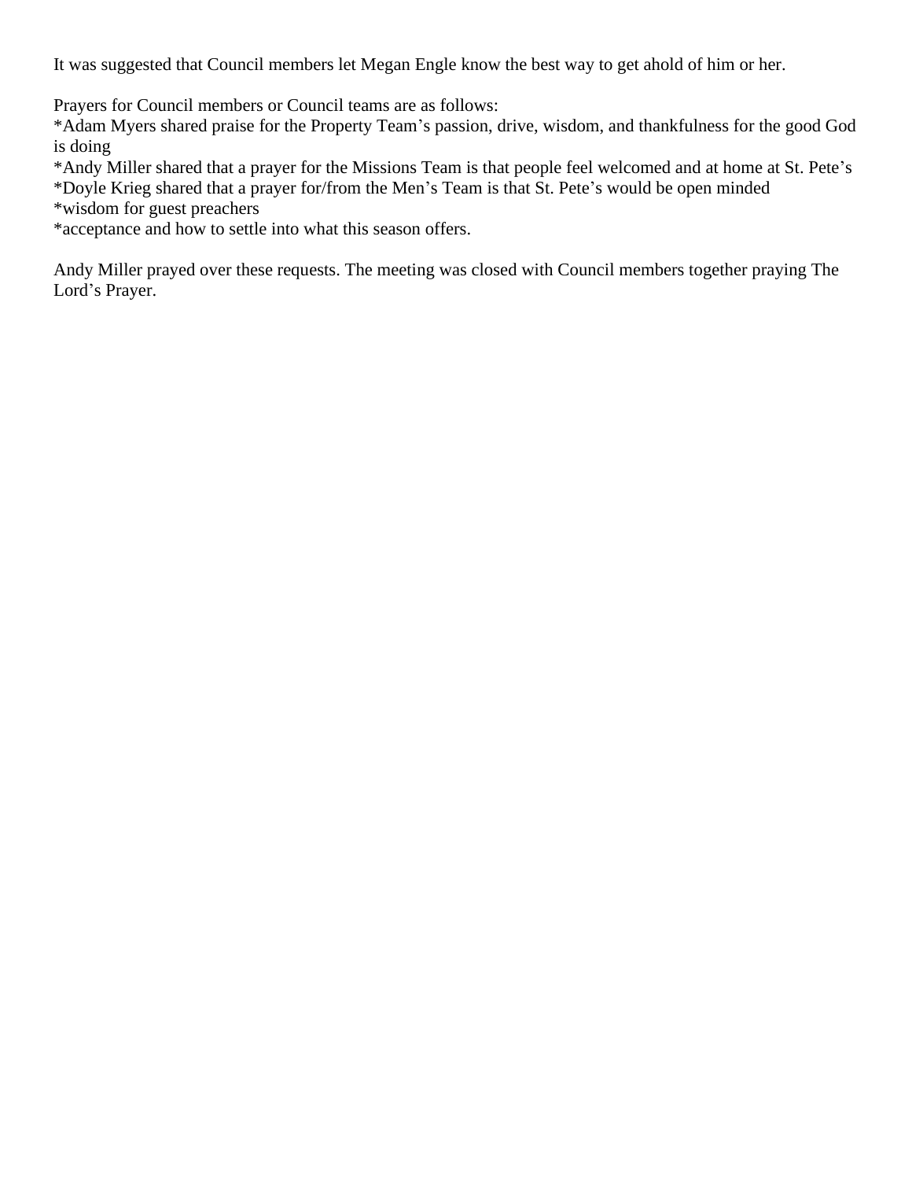It was suggested that Council members let Megan Engle know the best way to get ahold of him or her.

Prayers for Council members or Council teams are as follows:
*Adam Myers shared praise for the Property Team's passion, drive, wisdom, and thankfulness for the good God is doing
*Andy Miller shared that a prayer for the Missions Team is that people feel welcomed and at home at St. Pete's
*Doyle Krieg shared that a prayer for/from the Men's Team is that St. Pete's would be open minded
*wisdom for guest preachers
*acceptance and how to settle into what this season offers.

Andy Miller prayed over these requests. The meeting was closed with Council members together praying The Lord's Prayer.